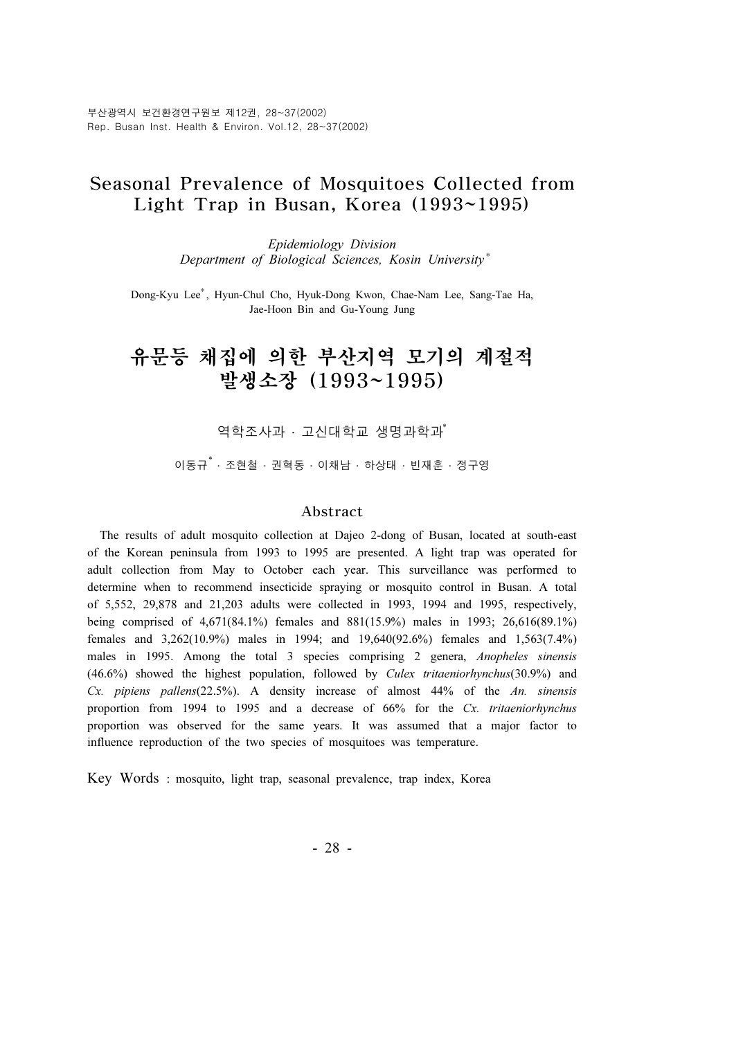# Seasonal Prevalence of Mosquitoes Collected from Light Trap in Busan, Korea (1993~1995)

*Epidemiology Division*
*Department of Biological Sciences, Kosin University*[*]

Dong-Kyu Lee[*], Hyun-Chul Cho, Hyuk-Dong Kwon, Chae-Nam Lee, Sang-Tae Ha, Jae-Hoon Bin and Gu-Young Jung

# 유문등 채집에 의한 부산지역 모기의 계절적 발생소장 (1993~1995)

역학조사과 · 고신대학교 생명과학과[*]

이동규[*] · 조현철 · 권혁동 · 이채남 · 하상태 · 빈재훈 · 정구영

## Abstract

The results of adult mosquito collection at Dajeo 2-dong of Busan, located at south-east of the Korean peninsula from 1993 to 1995 are presented. A light trap was operated for adult collection from May to October each year. This surveillance was performed to determine when to recommend insecticide spraying or mosquito control in Busan. A total of 5,552, 29,878 and 21,203 adults were collected in 1993, 1994 and 1995, respectively, being comprised of 4,671(84.1%) females and 881(15.9%) males in 1993; 26,616(89.1%) females and 3,262(10.9%) males in 1994; and 19,640(92.6%) females and 1,563(7.4%) males in 1995. Among the total 3 species comprising 2 genera, *Anopheles sinensis* (46.6%) showed the highest population, followed by *Culex tritaeniorhynchus*(30.9%) and *Cx. pipiens pallens*(22.5%). A density increase of almost 44% of the *An. sinensis* proportion from 1994 to 1995 and a decrease of 66% for the *Cx. tritaeniorhynchus* proportion was observed for the same years. It was assumed that a major factor to influence reproduction of the two species of mosquitoes was temperature.

Key Words : mosquito, light trap, seasonal prevalence, trap index, Korea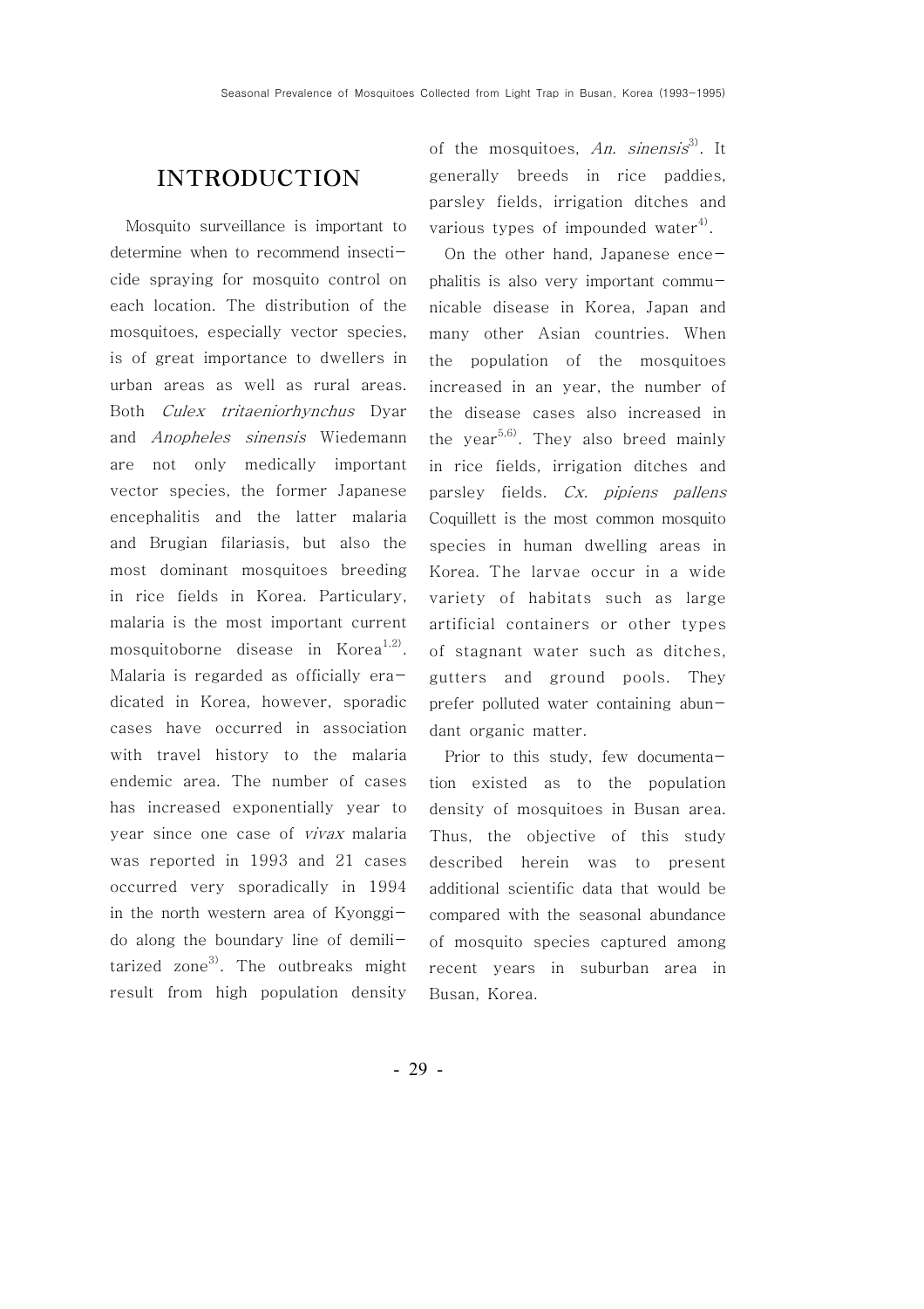## INTRODUCTION

Mosquito surveillance is important to determine when to recommend insecticide spraying for mosquito control on each location. The distribution of the mosquitoes, especially vector species, is of great importance to dwellers in urban areas as well as rural areas. Both *Culex tritaeniorhynchus* Dyar and *Anopheles sinensis* Wiedemann are not only medically important vector species, the former Japanese encephalitis and the latter malaria and Brugian filariasis, but also the most dominant mosquitoes breeding in rice fields in Korea. Particulary, malaria is the most important current mosquitoborne disease in Korea[1,2]. Malaria is regarded as officially eradicated in Korea, however, sporadic cases have occurred in association with travel history to the malaria endemic area. The number of cases has increased exponentially year to year since one case of *vivax* malaria was reported in 1993 and 21 cases occurred very sporadically in 1994 in the north western area of Kyonggi-do along the boundary line of demilitarized zone[3]. The outbreaks might result from high population density of the mosquitoes, *An. sinensis*[3]. It generally breeds in rice paddies, parsley fields, irrigation ditches and various types of impounded water[4].

On the other hand, Japanese encephalitis is also very important communicable disease in Korea, Japan and many other Asian countries. When the population of the mosquitoes increased in an year, the number of the disease cases also increased in the year[5,6]. They also breed mainly in rice fields, irrigation ditches and parsley fields. *Cx. pipiens pallens* Coquillett is the most common mosquito species in human dwelling areas in Korea. The larvae occur in a wide variety of habitats such as large artificial containers or other types of stagnant water such as ditches, gutters and ground pools. They prefer polluted water containing abundant organic matter.

Prior to this study, few documentation existed as to the population density of mosquitoes in Busan area. Thus, the objective of this study described herein was to present additional scientific data that would be compared with the seasonal abundance of mosquito species captured among recent years in suburban area in Busan, Korea.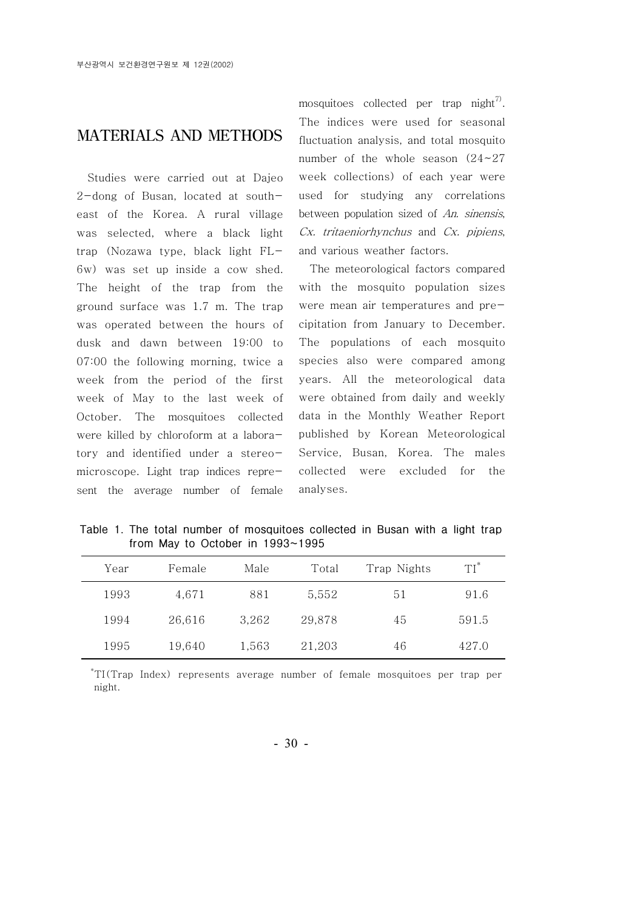## MATERIALS AND METHODS

Studies were carried out at Dajeo 2-dong of Busan, located at south-east of the Korea. A rural village was selected, where a black light trap (Nozawa type, black light FL-6w) was set up inside a cow shed. The height of the trap from the ground surface was 1.7 m. The trap was operated between the hours of dusk and dawn between 19:00 to 07:00 the following morning, twice a week from the period of the first week of May to the last week of October. The mosquitoes collected were killed by chloroform at a laboratory and identified under a stereo-microscope. Light trap indices represent the average number of female mosquitoes collected per trap night[7]. The indices were used for seasonal fluctuation analysis, and total mosquito number of the whole season (24~27 week collections) of each year were used for studying any correlations between population sized of *An. sinensis*, *Cx. tritaeniorhynchus* and *Cx. pipiens*, and various weather factors.

The meteorological factors compared with the mosquito population sizes were mean air temperatures and precipitation from January to December. The populations of each mosquito species also were compared among years. All the meteorological data were obtained from daily and weekly data in the Monthly Weather Report published by Korean Meteorological Service, Busan, Korea. The males collected were excluded for the analyses.

Table 1. The total number of mosquitoes collected in Busan with a light trap from May to October in 1993~1995

| Year | Female | Male | Total | Trap Nights | TI* |
|---|---|---|---|---|---|
| 1993 | 4,671 | 881 | 5,552 | 51 | 91.6 |
| 1994 | 26,616 | 3,262 | 29,878 | 45 | 591.5 |
| 1995 | 19,640 | 1,563 | 21,203 | 46 | 427.0 |

*TI(Trap Index) represents average number of female mosquitoes per trap per night.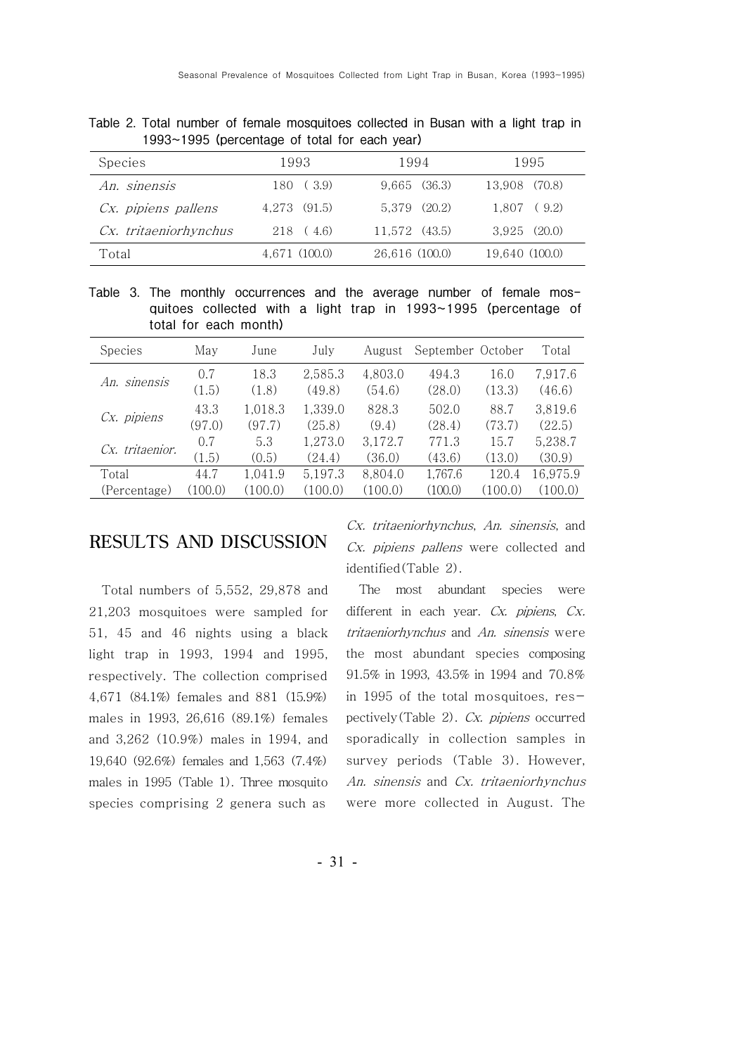Table 2. Total number of female mosquitoes collected in Busan with a light trap in 1993~1995 (percentage of total for each year)

| Species | 1993 | 1994 | 1995 |
|---|---|---|---|
| *An. sinensis* | 180 ( 3.9) | 9,665 (36.3) | 13,908 (70.8) |
| *Cx. pipiens pallens* | 4,273 (91.5) | 5,379 (20.2) | 1,807 ( 9.2) |
| *Cx. tritaeniorhynchus* | 218 ( 4.6) | 11,572 (43.5) | 3,925 (20.0) |
| Total | 4,671 (100.0) | 26,616 (100.0) | 19,640 (100.0) |

Table 3. The monthly occurrences and the average number of female mosquitoes collected with a light trap in 1993~1995 (percentage of total for each month)

| Species | May | June | July | August | September | October | Total |
|---|---|---|---|---|---|---|---|
| *An. sinensis* | 0.7 (1.5) | 18.3 (1.8) | 2,585.3 (49.8) | 4,803.0 (54.6) | 494.3 (28.0) | 16.0 (13.3) | 7,917.6 (46.6) |
| *Cx. pipiens* | 43.3 (97.0) | 1,018.3 (97.7) | 1,339.0 (25.8) | 828.3 (9.4) | 502.0 (28.4) | 88.7 (73.7) | 3,819.6 (22.5) |
| *Cx. tritaenior.* | 0.7 (1.5) | 5.3 (0.5) | 1,273.0 (24.4) | 3,172.7 (36.0) | 771.3 (43.6) | 15.7 (13.0) | 5,238.7 (30.9) |
| Total (Percentage) | 44.7 (100.0) | 1,041.9 (100.0) | 5,197.3 (100.0) | 8,804.0 (100.0) | 1,767.6 (100.0) | 120.4 (100.0) | 16,975.9 (100.0) |

## RESULTS AND DISCUSSION

Total numbers of 5,552, 29,878 and 21,203 mosquitoes were sampled for 51, 45 and 46 nights using a black light trap in 1993, 1994 and 1995, respectively. The collection comprised 4,671 (84.1%) females and 881 (15.9%) males in 1993, 26,616 (89.1%) females and 3,262 (10.9%) males in 1994, and 19,640 (92.6%) females and 1,563 (7.4%) males in 1995 (Table 1). Three mosquito species comprising 2 genera such as *Cx. tritaeniorhynchus*, *An. sinensis*, and *Cx. pipiens pallens* were collected and identified(Table 2).

The most abundant species were different in each year. *Cx. pipiens*, *Cx. tritaeniorhynchus* and *An. sinensis* were the most abundant species composing 91.5% in 1993, 43.5% in 1994 and 70.8% in 1995 of the total mosquitoes, respectively(Table 2). *Cx. pipiens* occurred sporadically in collection samples in survey periods (Table 3). However, *An. sinensis* and *Cx. tritaeniorhynchus* were more collected in August. The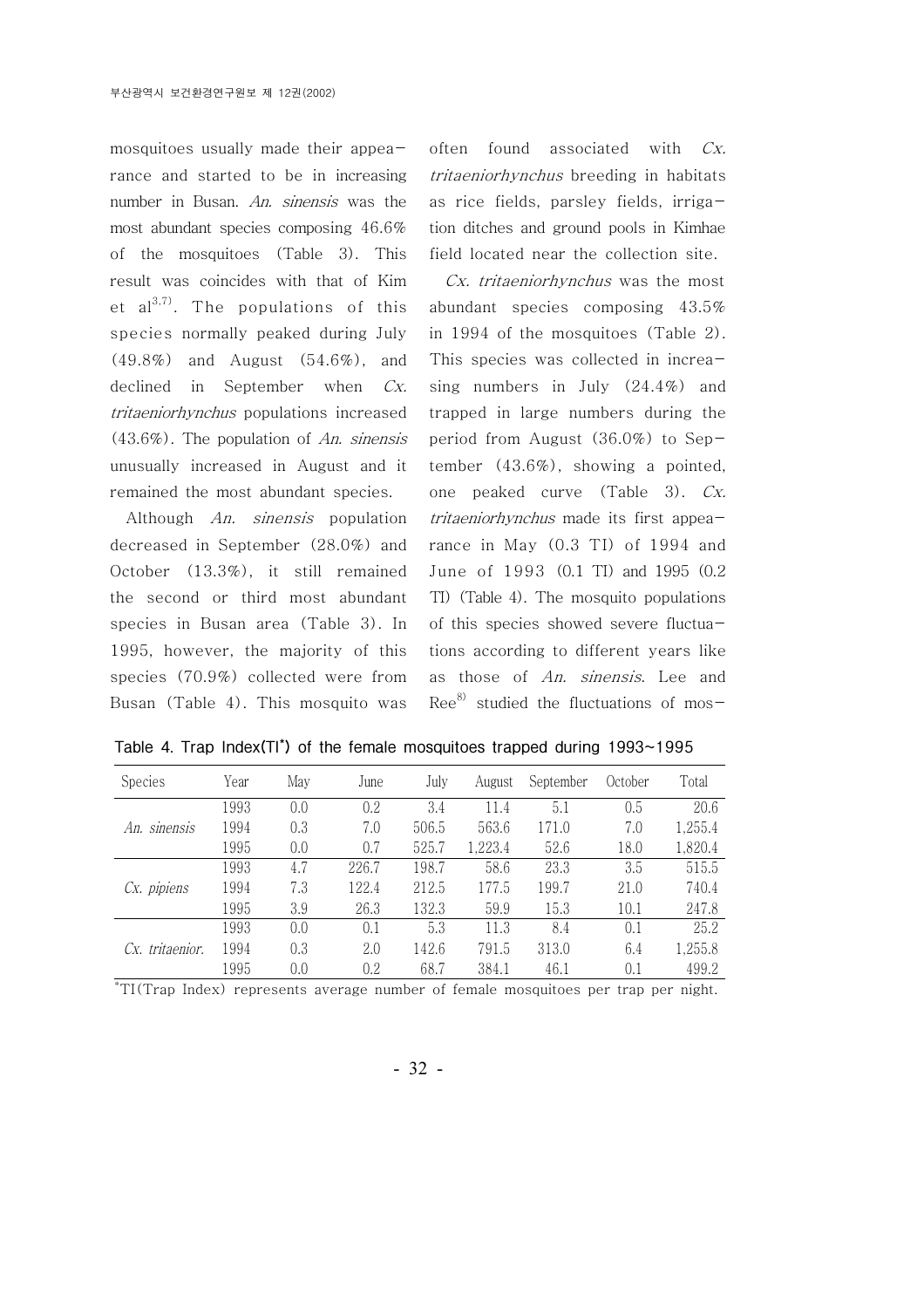mosquitoes usually made their appearance and started to be in increasing number in Busan. *An. sinensis* was the most abundant species composing 46.6% of the mosquitoes (Table 3). This result was coincides with that of Kim et al[3,7]. The populations of this species normally peaked during July (49.8%) and August (54.6%), and declined in September when *Cx. tritaeniorhynchus* populations increased (43.6%). The population of *An. sinensis* unusually increased in August and it remained the most abundant species.

Although *An. sinensis* population decreased in September (28.0%) and October (13.3%), it still remained the second or third most abundant species in Busan area (Table 3). In 1995, however, the majority of this species (70.9%) collected were from Busan (Table 4). This mosquito was often found associated with *Cx. tritaeniorhynchus* breeding in habitats as rice fields, parsley fields, irrigation ditches and ground pools in Kimhae field located near the collection site.

*Cx. tritaeniorhynchus* was the most abundant species composing 43.5% in 1994 of the mosquitoes (Table 2). This species was collected in increasing numbers in July (24.4%) and trapped in large numbers during the period from August (36.0%) to September (43.6%), showing a pointed, one peaked curve (Table 3). *Cx. tritaeniorhynchus* made its first appearance in May (0.3 TI) of 1994 and June of 1993 (0.1 TI) and 1995 (0.2 TI) (Table 4). The mosquito populations of this species showed severe fluctuations according to different years like as those of *An. sinensis*. Lee and Ree[8] studied the fluctuations of mos-

Table 4. Trap Index(TI*) of the female mosquitoes trapped during 1993~1995

| Species | Year | May | June | July | August | September | October | Total |
|---|---|---|---|---|---|---|---|---|
| *An. sinensis* | 1993 | 0.0 | 0.2 | 3.4 | 11.4 | 5.1 | 0.5 | 20.6 |
| | 1994 | 0.3 | 7.0 | 506.5 | 563.6 | 171.0 | 7.0 | 1,255.4 |
| | 1995 | 0.0 | 0.7 | 525.7 | 1,223.4 | 52.6 | 18.0 | 1,820.4 |
| *Cx. pipiens* | 1993 | 4.7 | 226.7 | 198.7 | 58.6 | 23.3 | 3.5 | 515.5 |
| | 1994 | 7.3 | 122.4 | 212.5 | 177.5 | 199.7 | 21.0 | 740.4 |
| | 1995 | 3.9 | 26.3 | 132.3 | 59.9 | 15.3 | 10.1 | 247.8 |
| *Cx. tritaenior.* | 1993 | 0.0 | 0.1 | 5.3 | 11.3 | 8.4 | 0.1 | 25.2 |
| | 1994 | 0.3 | 2.0 | 142.6 | 791.5 | 313.0 | 6.4 | 1,255.8 |
| | 1995 | 0.0 | 0.2 | 68.7 | 384.1 | 46.1 | 0.1 | 499.2 |

*TI(Trap Index) represents average number of female mosquitoes per trap per night.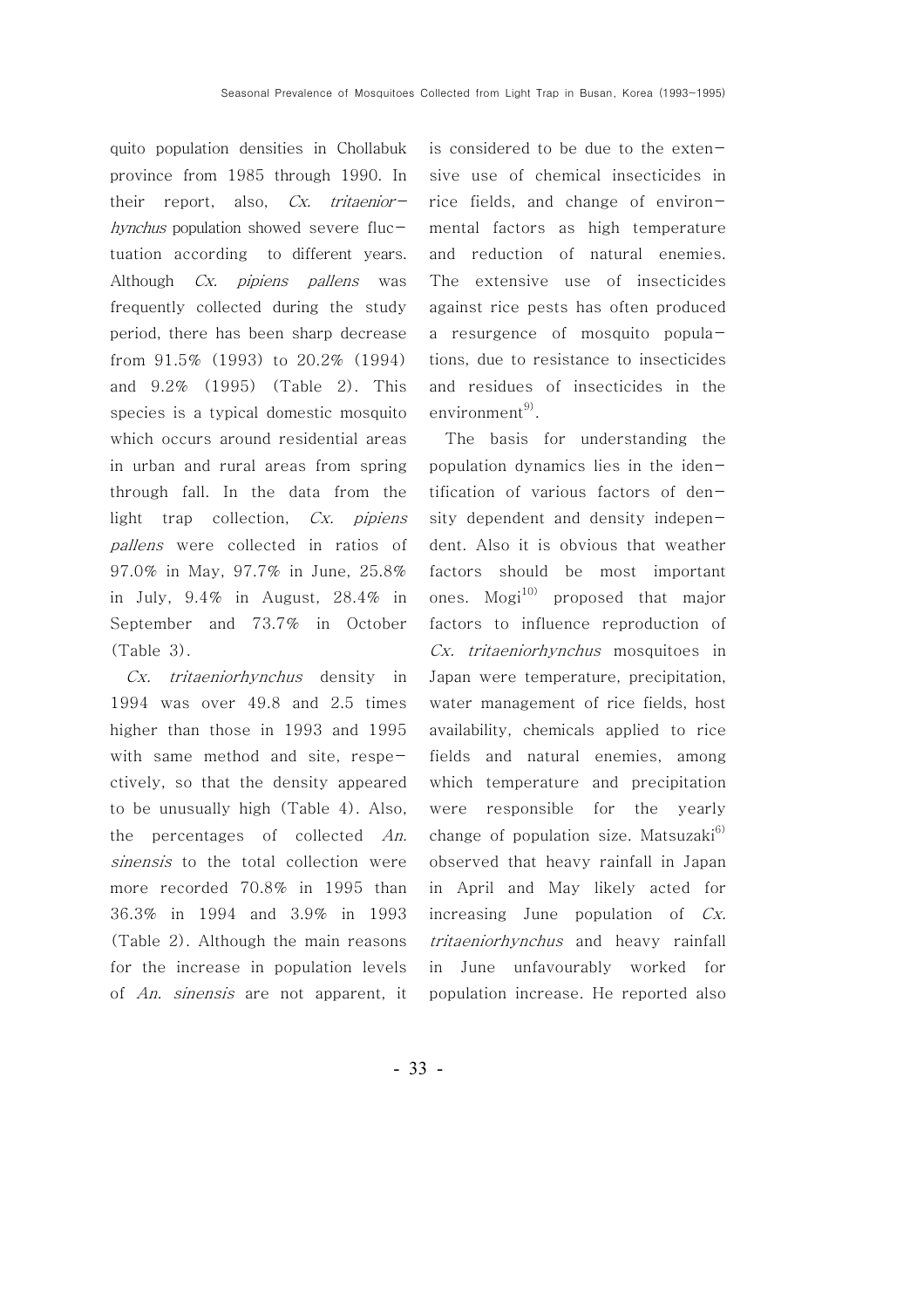quito population densities in Chollabuk province from 1985 through 1990. In their report, also, *Cx. tritaeniorhynchus* population showed severe fluctuation according to different years. Although *Cx. pipiens pallens* was frequently collected during the study period, there has been sharp decrease from 91.5% (1993) to 20.2% (1994) and 9.2% (1995) (Table 2). This species is a typical domestic mosquito which occurs around residential areas in urban and rural areas from spring through fall. In the data from the light trap collection, *Cx. pipiens pallens* were collected in ratios of 97.0% in May, 97.7% in June, 25.8% in July, 9.4% in August, 28.4% in September and 73.7% in October (Table 3).

*Cx. tritaeniorhynchus* density in 1994 was over 49.8 and 2.5 times higher than those in 1993 and 1995 with same method and site, respectively, so that the density appeared to be unusually high (Table 4). Also, the percentages of collected *An. sinensis* to the total collection were more recorded 70.8% in 1995 than 36.3% in 1994 and 3.9% in 1993 (Table 2). Although the main reasons for the increase in population levels of *An. sinensis* are not apparent, it is considered to be due to the extensive use of chemical insecticides in rice fields, and change of environmental factors as high temperature and reduction of natural enemies. The extensive use of insecticides against rice pests has often produced a resurgence of mosquito populations, due to resistance to insecticides and residues of insecticides in the environment[9].

The basis for understanding the population dynamics lies in the identification of various factors of density dependent and density independent. Also it is obvious that weather factors should be most important ones. Mogi[10] proposed that major factors to influence reproduction of *Cx. tritaeniorhynchus* mosquitoes in Japan were temperature, precipitation, water management of rice fields, host availability, chemicals applied to rice fields and natural enemies, among which temperature and precipitation were responsible for the yearly change of population size. Matsuzaki[6] observed that heavy rainfall in Japan in April and May likely acted for increasing June population of *Cx. tritaeniorhynchus* and heavy rainfall in June unfavourably worked for population increase. He reported also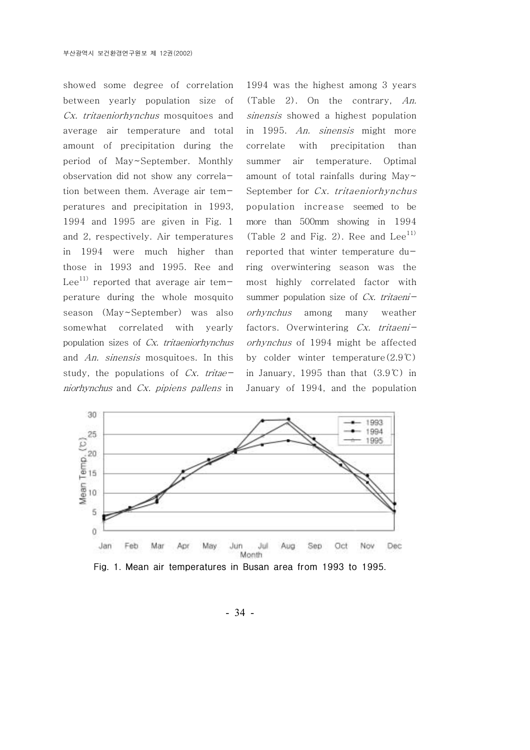showed some degree of correlation between yearly population size of *Cx. tritaeniorhynchus* mosquitoes and average air temperature and total amount of precipitation during the period of May~September. Monthly observation did not show any correlation between them. Average air temperatures and precipitation in 1993, 1994 and 1995 are given in Fig. 1 and 2, respectively. Air temperatures in 1994 were much higher than those in 1993 and 1995. Ree and Lee[11] reported that average air temperature during the whole mosquito season (May~September) was also somewhat correlated with yearly population sizes of *Cx. tritaeniorhynchus* and *An. sinensis* mosquitoes. In this study, the populations of *Cx. tritaeniorhynchus* and *Cx. pipiens pallens* in 1994 was the highest among 3 years (Table 2). On the contrary, *An. sinensis* showed a highest population in 1995. *An. sinensis* might more correlate with precipitation than summer air temperature. Optimal amount of total rainfalls during May~September for *Cx. tritaeniorhynchus* population increase seemed to be more than 500mm showing in 1994 (Table 2 and Fig. 2). Ree and Lee[11] reported that winter temperature during overwintering season was the most highly correlated factor with summer population size of *Cx. tritaeniorhynchus* among many weather factors. Overwintering *Cx. tritaeniorhynchus* of 1994 might be affected by colder winter temperature(2.9℃) in January, 1995 than that (3.9℃) in January of 1994, and the population

Fig. 1. Mean air temperatures in Busan area from 1993 to 1995.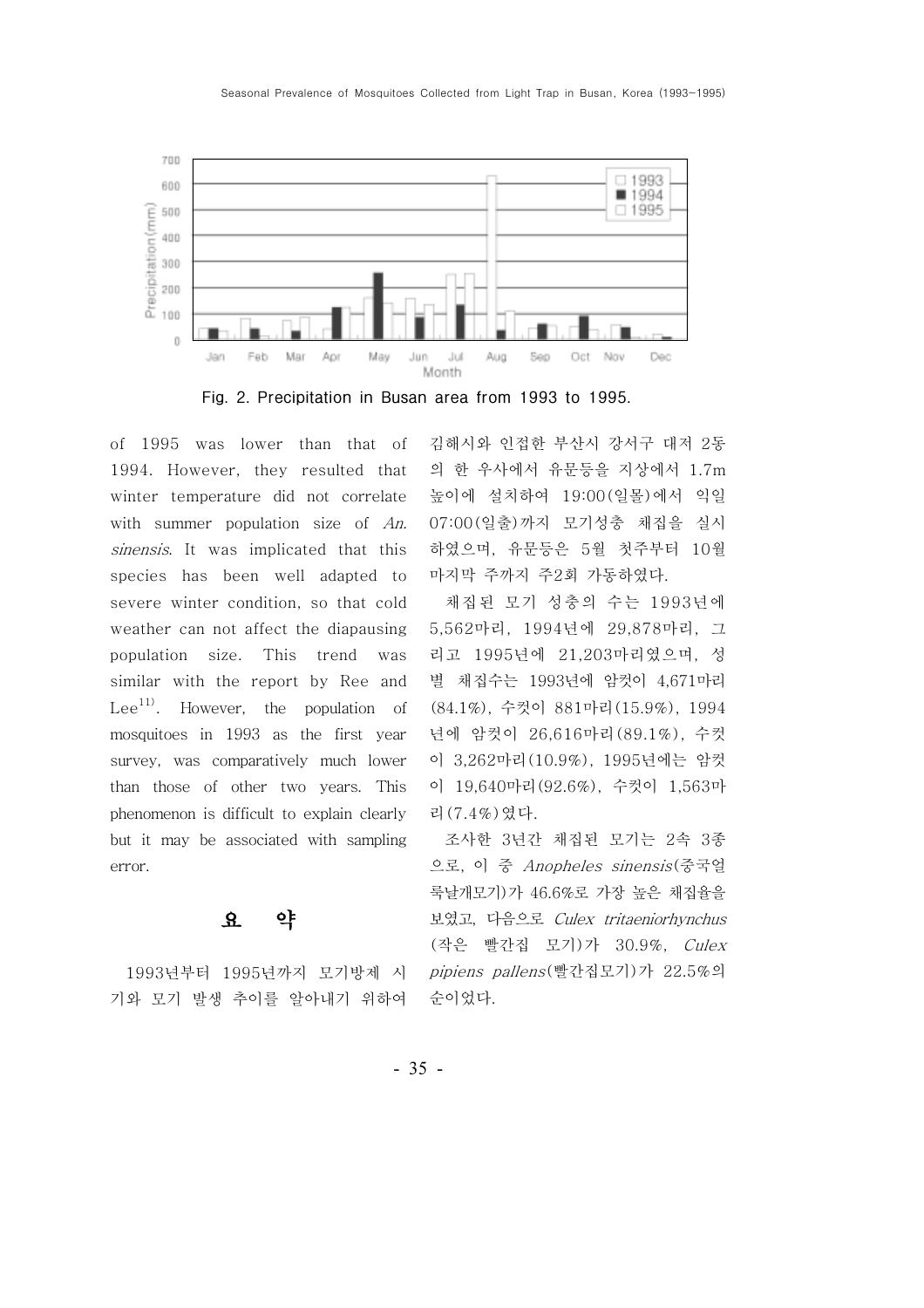Fig. 2. Precipitation in Busan area from 1993 to 1995.

of 1995 was lower than that of 1994. However, they resulted that winter temperature did not correlate with summer population size of *An. sinensis*. It was implicated that this species has been well adapted to severe winter condition, so that cold weather can not affect the diapausing population size. This trend was similar with the report by Ree and Lee[11]. However, the population of mosquitoes in 1993 as the first year survey, was comparatively much lower than those of other two years. This phenomenon is difficult to explain clearly but it may be associated with sampling error.

## 요 약

1993년부터 1995년까지 모기방제 시기와 모기 발생 추이를 알아내기 위하여 김해시와 인접한 부산시 강서구 대저 2동의 한 우사에서 유문등을 지상에서 1.7m 높이에 설치하여 19:00(일몰)에서 익일 07:00(일출)까지 모기성충 채집을 실시하였으며, 유문등은 5월 첫주부터 10월 마지막 주까지 주2회 가동하였다.

채집된 모기 성충의 수는 1993년에 5,562마리, 1994년에 29,878마리, 그리고 1995년에 21,203마리였으며, 성별 채집수는 1993년에 암컷이 4,671마리(84.1%), 수컷이 881마리(15.9%), 1994년에 암컷이 26,616마리(89.1%), 수컷이 3,262마리(10.9%), 1995년에는 암컷이 19,640마리(92.6%), 수컷이 1,563마리(7.4%)였다.

조사한 3년간 채집된 모기는 2속 3종으로, 이 중 *Anopheles sinensis*(중국얼룩날개모기)가 46.6%로 가장 높은 채집율을 보였고, 다음으로 *Culex tritaeniorhynchus*(작은 빨간집 모기)가 30.9%, *Culex pipiens pallens*(빨간집모기)가 22.5%의 순이었다.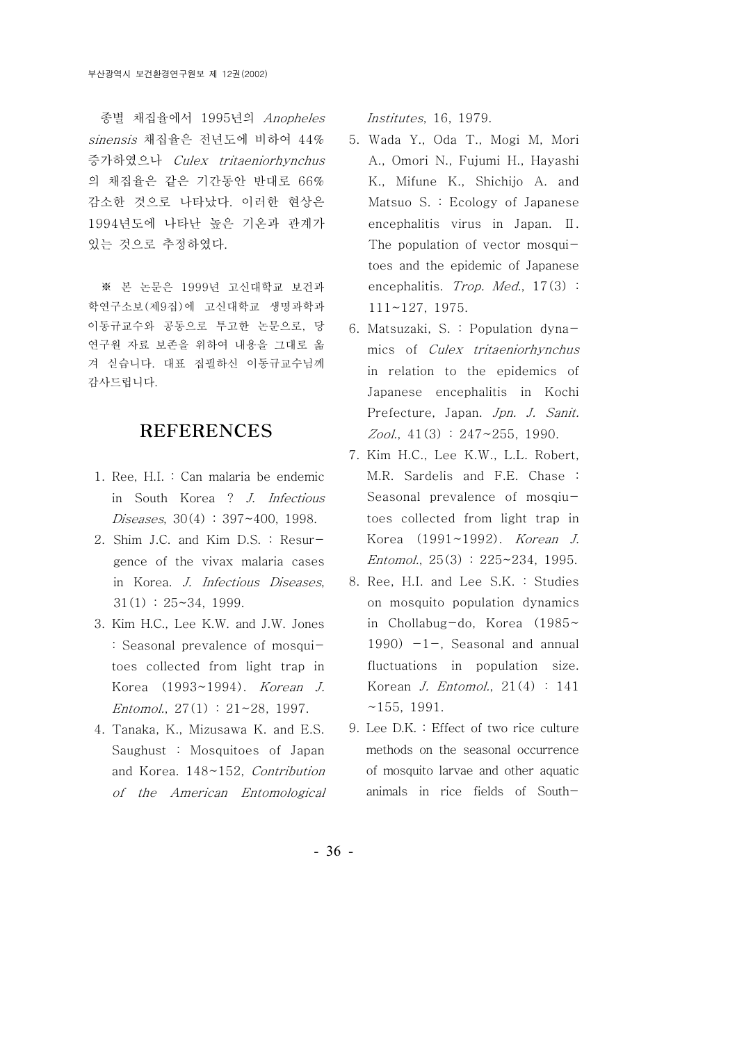종별 채집율에서 1995년의 *Anopheles sinensis* 채집율은 전년도에 비하여 44% 증가하였으나 *Culex tritaeniorhynchus*의 채집율은 같은 기간동안 반대로 66% 감소한 것으로 나타났다. 이러한 현상은 1994년도에 나타난 높은 기온과 관계가 있는 것으로 추정하였다.

※ 본 논문은 1999년 고신대학교 보건과학연구소보(제9집)에 고신대학교 생명과학과 이동규교수와 공동으로 투고한 논문으로, 당 연구원 자료 보존을 위하여 내용을 그대로 옮겨 싣습니다. 대표 집필하신 이동규교수님께 감사드립니다.

## REFERENCES

1. Ree, H.I. : Can malaria be endemic in South Korea ? *J. Infectious Diseases*, 30(4) : 397~400, 1998.
2. Shim J.C. and Kim D.S. : Resurgence of the vivax malaria cases in Korea. *J. Infectious Diseases*, 31(1) : 25~34, 1999.
3. Kim H.C., Lee K.W. and J.W. Jones : Seasonal prevalence of mosquitoes collected from light trap in Korea (1993~1994). *Korean J. Entomol.*, 27(1) : 21~28, 1997.
4. Tanaka, K., Mizusawa K. and E.S. Saughust : Mosquitoes of Japan and Korea. 148~152, *Contribution of the American Entomological Institutes*, 16, 1979.
5. Wada Y., Oda T., Mogi M, Mori A., Omori N., Fujumi H., Hayashi K., Mifune K., Shichijo A. and Matsuo S. : Ecology of Japanese encephalitis virus in Japan. Ⅱ. The population of vector mosquitoes and the epidemic of Japanese encephalitis. *Trop. Med.*, 17(3) : 111~127, 1975.
6. Matsuzaki, S. : Population dynamics of *Culex tritaeniorhynchus* in relation to the epidemics of Japanese encephalitis in Kochi Prefecture, Japan. *Jpn. J. Sanit. Zool.*, 41(3) : 247~255, 1990.
7. Kim H.C., Lee K.W., L.L. Robert, M.R. Sardelis and F.E. Chase : Seasonal prevalence of mosqiutoes collected from light trap in Korea (1991~1992). *Korean J. Entomol.*, 25(3) : 225~234, 1995.
8. Ree, H.I. and Lee S.K. : Studies on mosquito population dynamics in Chollabug-do, Korea (1985~1990) -1-, Seasonal and annual fluctuations in population size. Korean *J. Entomol.*, 21(4) : 141~155, 1991.
9. Lee D.K. : Effect of two rice culture methods on the seasonal occurrence of mosquito larvae and other aquatic animals in rice fields of South-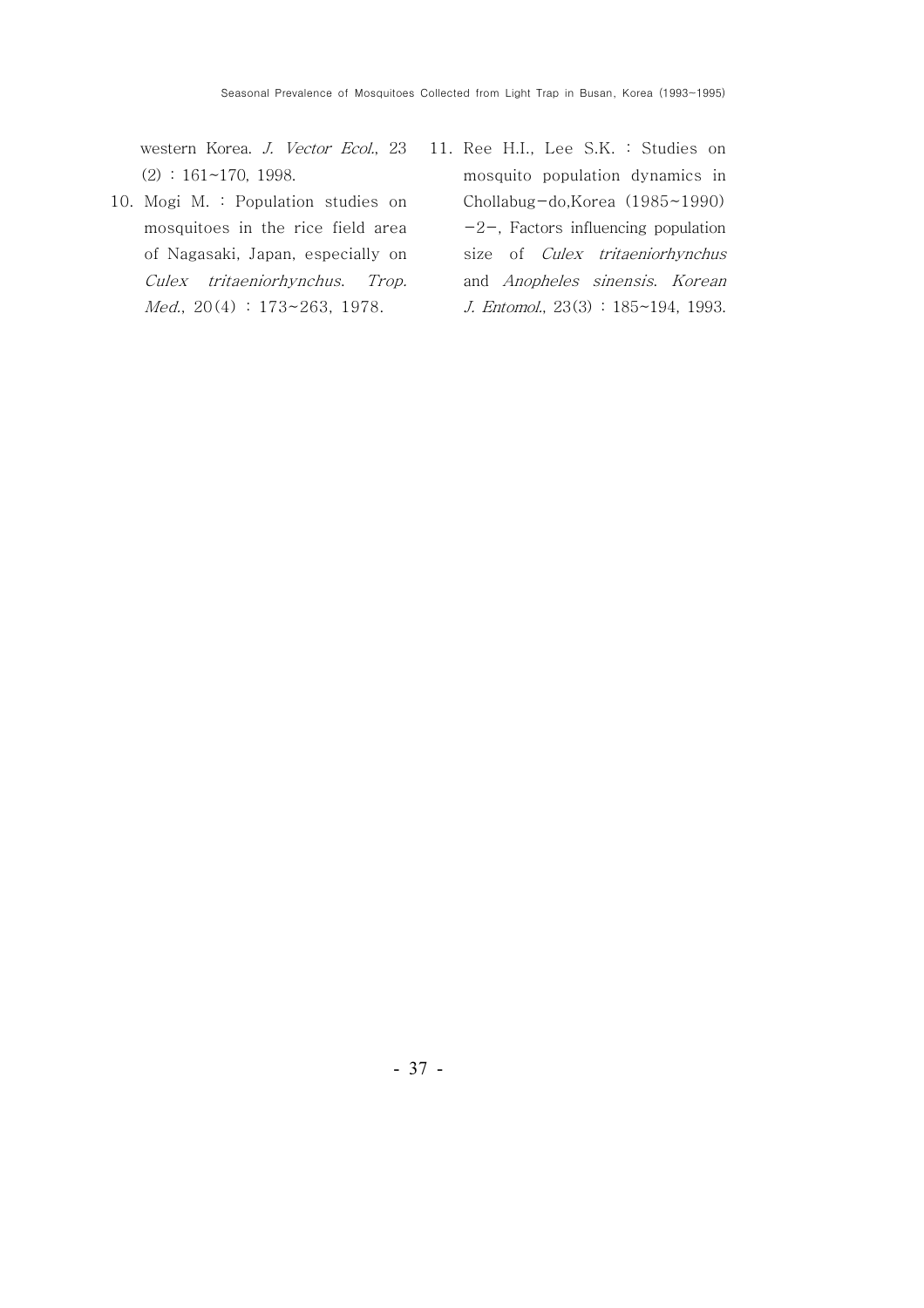western Korea. *J. Vector Ecol.*, 23 (2) : 161~170, 1998.

10. Mogi M. : Population studies on mosquitoes in the rice field area of Nagasaki, Japan, especially on *Culex tritaeniorhynchus*. *Trop. Med.*, 20(4) : 173~263, 1978.
11. Ree H.I., Lee S.K. : Studies on mosquito population dynamics in Chollabug−do,Korea (1985~1990) −2−, Factors influencing population size of *Culex tritaeniorhynchus* and *Anopheles sinensis*. *Korean J. Entomol.*, 23(3) : 185~194, 1993.